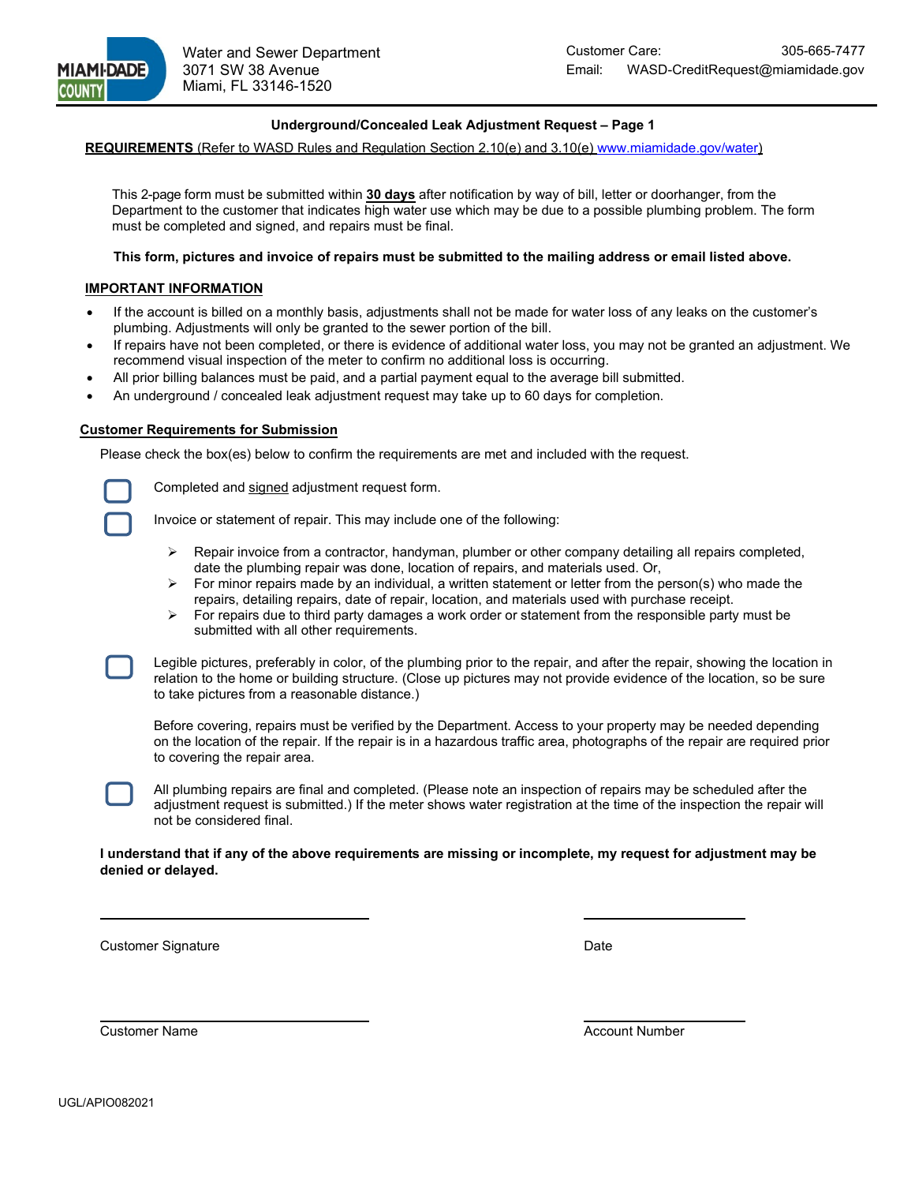MIAMI-DADE COUNTY

Water and Sewer Department
3071 SW 38 Avenue
Miami, FL 33146-1520

Customer Care: 305-665-7477
Email: WASD-CreditRequest@miamidade.gov

## Underground/Concealed Leak Adjustment Request – Page 1

**REQUIREMENTS** (Refer to WASD Rules and Regulation Section 2.10(e) and 3.10(e) www.miamidade.gov/water)

This 2-page form must be submitted within **30 days** after notification by way of bill, letter or doorhanger, from the Department to the customer that indicates high water use which may be due to a possible plumbing problem. The form must be completed and signed, and repairs must be final.

**This form, pictures and invoice of repairs must be submitted to the mailing address or email listed above.**

### IMPORTANT INFORMATION

- If the account is billed on a monthly basis, adjustments shall not be made for water loss of any leaks on the customer's plumbing. Adjustments will only be granted to the sewer portion of the bill.
- If repairs have not been completed, or there is evidence of additional water loss, you may not be granted an adjustment. We recommend visual inspection of the meter to confirm no additional loss is occurring.
- All prior billing balances must be paid, and a partial payment equal to the average bill submitted.
- An underground / concealed leak adjustment request may take up to 60 days for completion.

### Customer Requirements for Submission

Please check the box(es) below to confirm the requirements are met and included with the request.

☐ Completed and signed adjustment request form.

☐ Invoice or statement of repair. This may include one of the following:

- ➢ Repair invoice from a contractor, handyman, plumber or other company detailing all repairs completed, date the plumbing repair was done, location of repairs, and materials used. Or,
- ➢ For minor repairs made by an individual, a written statement or letter from the person(s) who made the repairs, detailing repairs, date of repair, location, and materials used with purchase receipt.
- ➢ For repairs due to third party damages a work order or statement from the responsible party must be submitted with all other requirements.

☐ Legible pictures, preferably in color, of the plumbing prior to the repair, and after the repair, showing the location in relation to the home or building structure. (Close up pictures may not provide evidence of the location, so be sure to take pictures from a reasonable distance.)

Before covering, repairs must be verified by the Department. Access to your property may be needed depending on the location of the repair. If the repair is in a hazardous traffic area, photographs of the repair are required prior to covering the repair area.

☐ All plumbing repairs are final and completed. (Please note an inspection of repairs may be scheduled after the adjustment request is submitted.) If the meter shows water registration at the time of the inspection the repair will not be considered final.

**I understand that if any of the above requirements are missing or incomplete, my request for adjustment may be denied or delayed.**

\_\_\_\_\_\_\_\_\_\_\_\_\_\_\_\_\_\_\_\_\_\_\_\_\_\_\_\_ \_\_\_\_\_\_\_\_\_\_\_\_\_\_\_\_\_\_
Customer Signature Date

\_\_\_\_\_\_\_\_\_\_\_\_\_\_\_\_\_\_\_\_\_\_\_\_\_\_\_\_ \_\_\_\_\_\_\_\_\_\_\_\_\_\_\_\_\_\_
Customer Name Account Number

UGL/APIO082021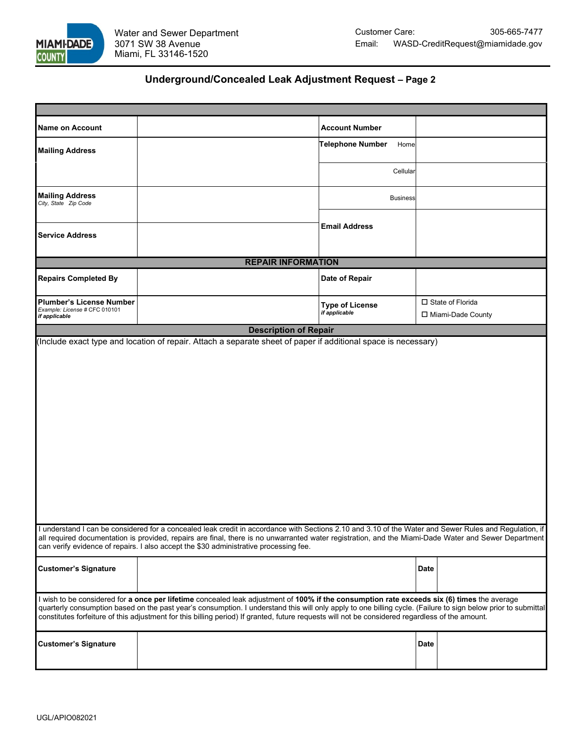Water and Sewer Department
3071 SW 38 Avenue
Miami, FL 33146-1520

Customer Care: 305-665-7477
Email: WASD-CreditRequest@miamidade.gov

## Underground/Concealed Leak Adjustment Request – Page 2

| | | | |
|---|---|---|---|
| **Name on Account** | | **Account Number** | |
| **Mailing Address** | | **Telephone Number** Home | |
| | | Cellular | |
| **Mailing Address** *City, State Zip Code* | | Business | |
| **Service Address** | | **Email Address** | |

**REPAIR INFORMATION**

| | | | |
|---|---|---|---|
| **Repairs Completed By** | | **Date of Repair** | |
| **Plumber's License Number** *Example: License # CFC 010101* ***if applicable*** | | **Type of License** ***if applicable*** | ☐ State of Florida ☐ Miami-Dade County |

**Description of Repair**

(Include exact type and location of repair. Attach a separate sheet of paper if additional space is necessary)

I understand I can be considered for a concealed leak credit in accordance with Sections 2.10 and 3.10 of the Water and Sewer Rules and Regulation, if all required documentation is provided, repairs are final, there is no unwarranted water registration, and the Miami-Dade Water and Sewer Department can verify evidence of repairs. I also accept the $30 administrative processing fee.

| | | | |
|---|---|---|---|
| **Customer's Signature** | | **Date** | |

I wish to be considered for **a once per lifetime** concealed leak adjustment of **100% if the consumption rate exceeds six (6) times** the average quarterly consumption based on the past year's consumption. I understand this will only apply to one billing cycle. (Failure to sign below prior to submittal constitutes forfeiture of this adjustment for this billing period) If granted, future requests will not be considered regardless of the amount.

| | | | |
|---|---|---|---|
| **Customer's Signature** | | **Date** | |

UGL/APIO082021